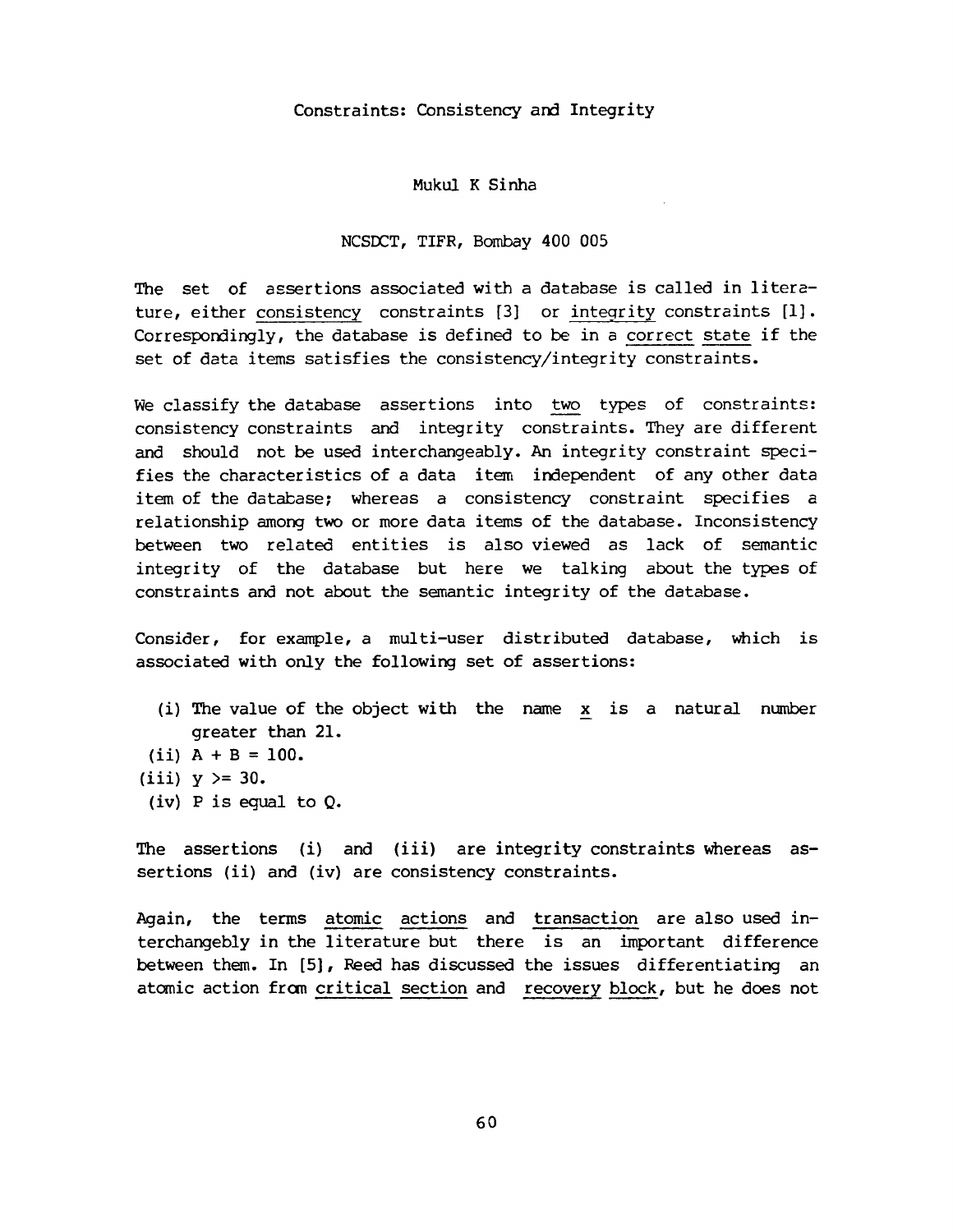# Constraints: Consistency and Integrity

Mukul K Sinha

NCSDCT, TIFR, Bombay 400 005

The set of assertions associated with a database is called in literature, either consistency constraints [3] or integrity constraints [1]. Correspondingly, the database is defined to be in a correct state if the set of data items satisfies the consistency/integrity constraints.

We classify the database assertions into two types of constraints: consistency constraints and integrity constraints. They are different and should not be used interchangeably. An integrity constraint specifies the characteristics of a data item independent of any other data item of the database; whereas a consistency constraint specifies a relationship among two or more data items of the database. Inconsistency between two related entities is also viewed as lack of semantic integrity of the database but here we talking about the types of constraints and not about the semantic integrity of the database.

Consider, for example, a multi-user distributed database, which is associated with only the following set of assertions:

(i) The value of the object with the name x is a natural number greater than 21.

(ii) A + B = 100.

(iii) y >= 30.

(iv) P is equal to Q.

The assertions (i) and (iii) are integrity constraints whereas assertions (ii) and (iv) are consistency constraints.

Again, the terms atomic actions and transaction are also used interchangeably in the literature but there is an important difference between them. In [5], Reed has discussed the issues differentiating an atomic action from critical section and recovery block, but he does not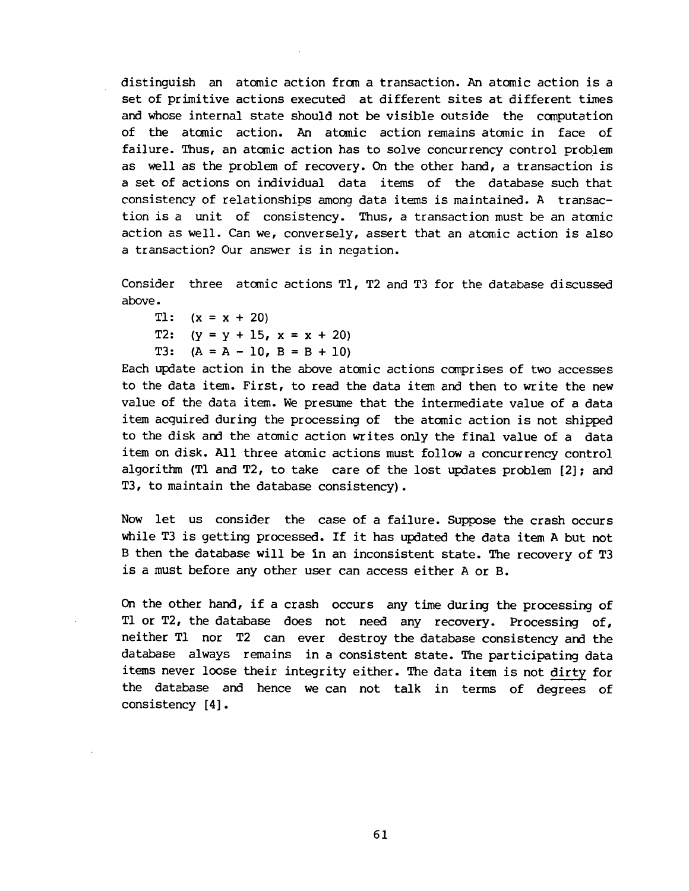distinguish an atomic action from a transaction. An atomic action is a set of primitive actions executed at different sites at different times and whose internal state should not be visible outside the computation of the atomic action. An atomic action remains atomic in face of failure. Thus, an atomic action has to solve concurrency control problem as well as the problem of recovery. On the other hand, a transaction is a set of actions on individual data items of the database such that consistency of relationships among data items is maintained. A transaction is a unit of consistency. Thus, a transaction must be an atomic action as well. Can we, conversely, assert that an atomic action is also a transaction? Our answer is in negation.

Consider three atomic actions T1, T2 and T3 for the database discussed above.

T1: (x = x + 20)
T2: (y = y + 15, x = x + 20)
T3: (A = A - 10, B = B + 10)

Each update action in the above atomic actions comprises of two accesses to the data item. First, to read the data item and then to write the new value of the data item. We presume that the intermediate value of a data item acquired during the processing of the atomic action is not shipped to the disk and the atomic action writes only the final value of a data item on disk. All three atomic actions must follow a concurrency control algorithm (T1 and T2, to take care of the lost updates problem [2]; and T3, to maintain the database consistency).

Now let us consider the case of a failure. Suppose the crash occurs while T3 is getting processed. If it has updated the data item A but not B then the database will be in an inconsistent state. The recovery of T3 is a must before any other user can access either A or B.

On the other hand, if a crash occurs any time during the processing of T1 or T2, the database does not need any recovery. Processing of, neither T1 nor T2 can ever destroy the database consistency and the database always remains in a consistent state. The participating data items never loose their integrity either. The data item is not <u>dirty</u> for the database and hence we can not talk in terms of degrees of consistency [4].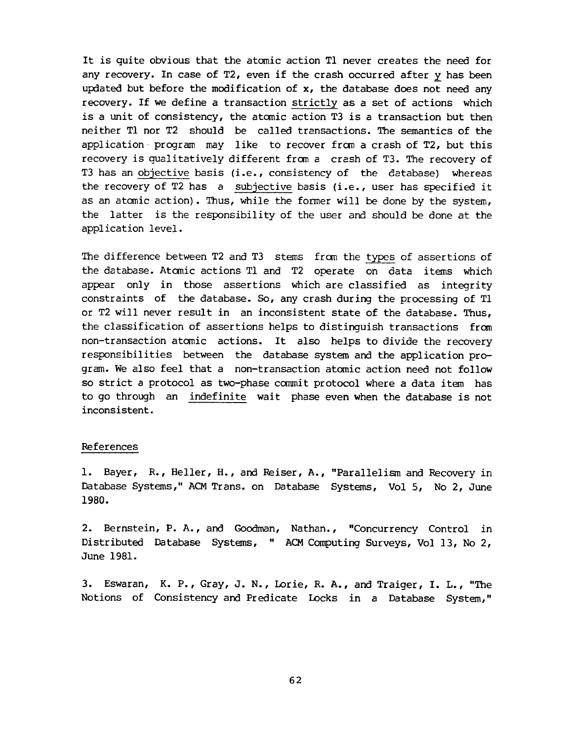It is quite obvious that the atomic action T1 never creates the need for any recovery. In case of T2, even if the crash occurred after <u>y</u> has been updated but before the modification of x, the database does not need any recovery. If we define a transaction <u>strictly</u> as a set of actions which is a unit of consistency, the atomic action T3 is a transaction but then neither T1 nor T2 should be called transactions. The semantics of the application program may like to recover from a crash of T2, but this recovery is qualitatively different from a crash of T3. The recovery of T3 has an <u>objective</u> basis (i.e., consistency of the database) whereas the recovery of T2 has a <u>subjective</u> basis (i.e., user has specified it as an atomic action). Thus, while the former will be done by the system, the latter is the responsibility of the user and should be done at the application level.

The difference between T2 and T3 stems from the <u>types</u> of assertions of the database. Atomic actions T1 and T2 operate on data items which appear only in those assertions which are classified as integrity constraints of the database. So, any crash during the processing of T1 or T2 will never result in an inconsistent state of the database. Thus, the classification of assertions helps to distinguish transactions from non-transaction atomic actions. It also helps to divide the recovery responsibilities between the database system and the application program. We also feel that a non-transaction atomic action need not follow so strict a protocol as two-phase commit protocol where a data item has to go through an <u>indefinite</u> wait phase even when the database is not inconsistent.

## References

1. Bayer, R., Heller, H., and Reiser, A., "Parallelism and Recovery in Database Systems," ACM Trans. on Database Systems, Vol 5, No 2, June 1980.

2. Bernstein, P. A., and Goodman, Nathan., "Concurrency Control in Distributed Database Systems, " ACM Computing Surveys, Vol 13, No 2, June 1981.

3. Eswaran, K. P., Gray, J. N., Lorie, R. A., and Traiger, I. L., "The Notions of Consistency and Predicate Locks in a Database System,"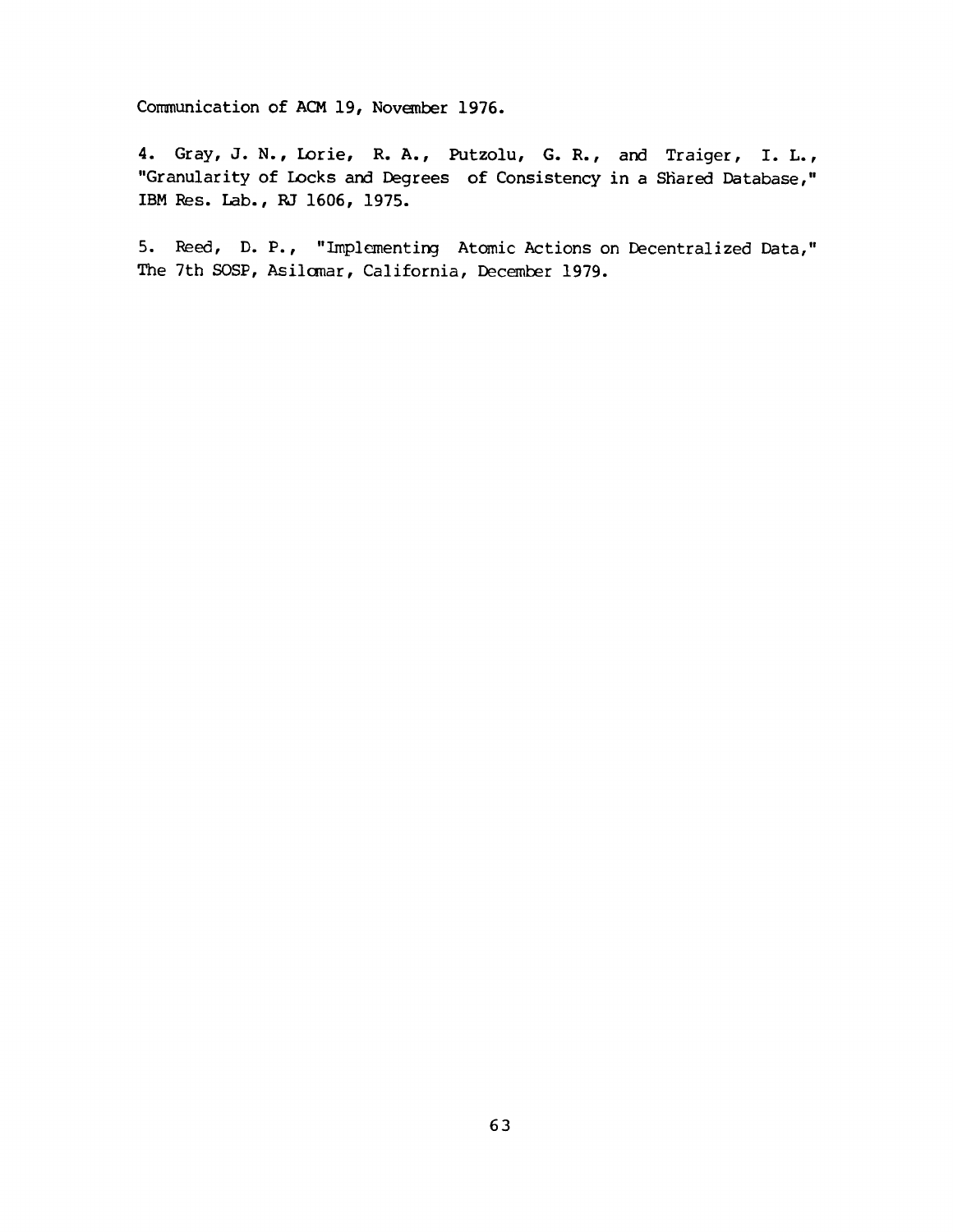Communication of ACM 19, November 1976.

4. Gray, J. N., Lorie, R. A., Putzolu, G. R., and Traiger, I. L., "Granularity of Locks and Degrees of Consistency in a Shared Database," IBM Res. Lab., RJ 1606, 1975.

5. Reed, D. P., "Implementing Atomic Actions on Decentralized Data," The 7th SOSP, Asilomar, California, December 1979.